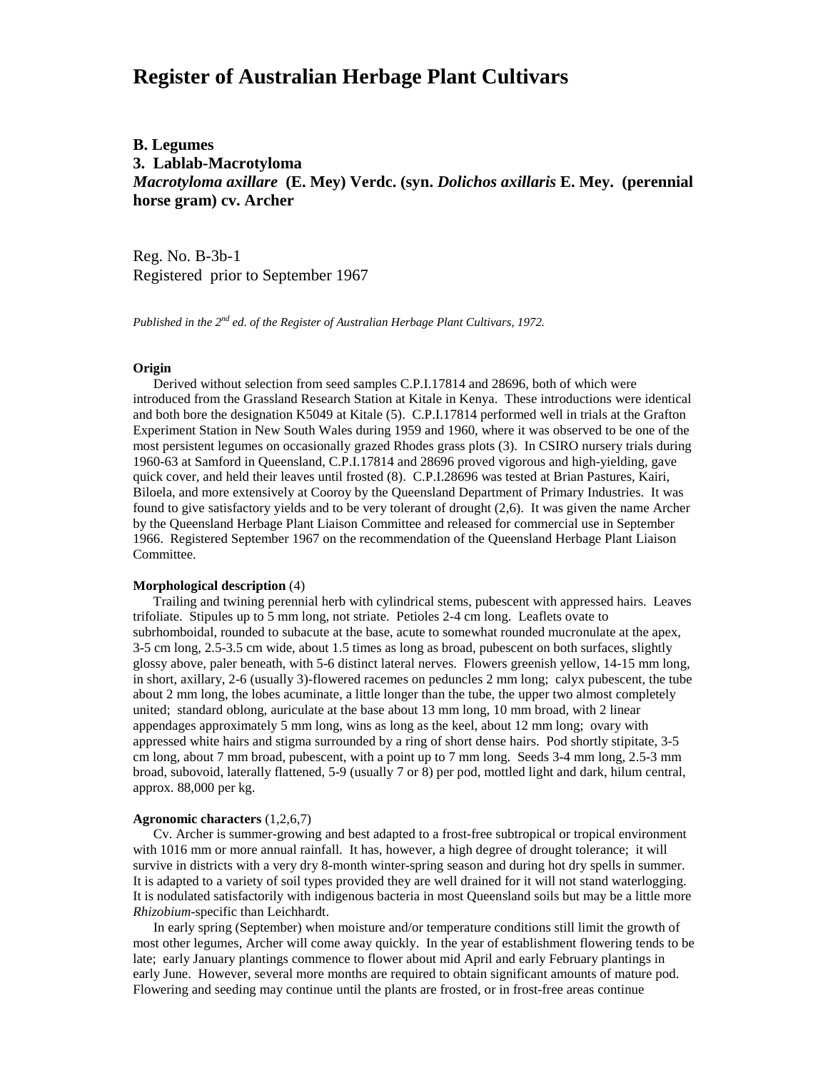# Register of Australian Herbage Plant Cultivars

**B. Legumes**
**3. Lablab-Macrotyloma**
***Macrotyloma axillare* (E. Mey) Verdc. (syn. *Dolichos axillaris* E. Mey. (perennial horse gram) cv. Archer**

Reg. No. B-3b-1
Registered prior to September 1967

*Published in the 2nd ed. of the Register of Australian Herbage Plant Cultivars, 1972.*

**Origin**

Derived without selection from seed samples C.P.I.17814 and 28696, both of which were introduced from the Grassland Research Station at Kitale in Kenya. These introductions were identical and both bore the designation K5049 at Kitale (5). C.P.I.17814 performed well in trials at the Grafton Experiment Station in New South Wales during 1959 and 1960, where it was observed to be one of the most persistent legumes on occasionally grazed Rhodes grass plots (3). In CSIRO nursery trials during 1960-63 at Samford in Queensland, C.P.I.17814 and 28696 proved vigorous and high-yielding, gave quick cover, and held their leaves until frosted (8). C.P.I.28696 was tested at Brian Pastures, Kairi, Biloela, and more extensively at Cooroy by the Queensland Department of Primary Industries. It was found to give satisfactory yields and to be very tolerant of drought (2,6). It was given the name Archer by the Queensland Herbage Plant Liaison Committee and released for commercial use in September 1966. Registered September 1967 on the recommendation of the Queensland Herbage Plant Liaison Committee.

**Morphological description** (4)

Trailing and twining perennial herb with cylindrical stems, pubescent with appressed hairs. Leaves trifoliate. Stipules up to 5 mm long, not striate. Petioles 2-4 cm long. Leaflets ovate to subrhomboidal, rounded to subacute at the base, acute to somewhat rounded mucronulate at the apex, 3-5 cm long, 2.5-3.5 cm wide, about 1.5 times as long as broad, pubescent on both surfaces, slightly glossy above, paler beneath, with 5-6 distinct lateral nerves. Flowers greenish yellow, 14-15 mm long, in short, axillary, 2-6 (usually 3)-flowered racemes on peduncles 2 mm long; calyx pubescent, the tube about 2 mm long, the lobes acuminate, a little longer than the tube, the upper two almost completely united; standard oblong, auriculate at the base about 13 mm long, 10 mm broad, with 2 linear appendages approximately 5 mm long, wins as long as the keel, about 12 mm long; ovary with appressed white hairs and stigma surrounded by a ring of short dense hairs. Pod shortly stipitate, 3-5 cm long, about 7 mm broad, pubescent, with a point up to 7 mm long. Seeds 3-4 mm long, 2.5-3 mm broad, subovoid, laterally flattened, 5-9 (usually 7 or 8) per pod, mottled light and dark, hilum central, approx. 88,000 per kg.

**Agronomic characters** (1,2,6,7)

Cv. Archer is summer-growing and best adapted to a frost-free subtropical or tropical environment with 1016 mm or more annual rainfall. It has, however, a high degree of drought tolerance; it will survive in districts with a very dry 8-month winter-spring season and during hot dry spells in summer. It is adapted to a variety of soil types provided they are well drained for it will not stand waterlogging. It is nodulated satisfactorily with indigenous bacteria in most Queensland soils but may be a little more *Rhizobium*-specific than Leichhardt.

In early spring (September) when moisture and/or temperature conditions still limit the growth of most other legumes, Archer will come away quickly. In the year of establishment flowering tends to be late; early January plantings commence to flower about mid April and early February plantings in early June. However, several more months are required to obtain significant amounts of mature pod. Flowering and seeding may continue until the plants are frosted, or in frost-free areas continue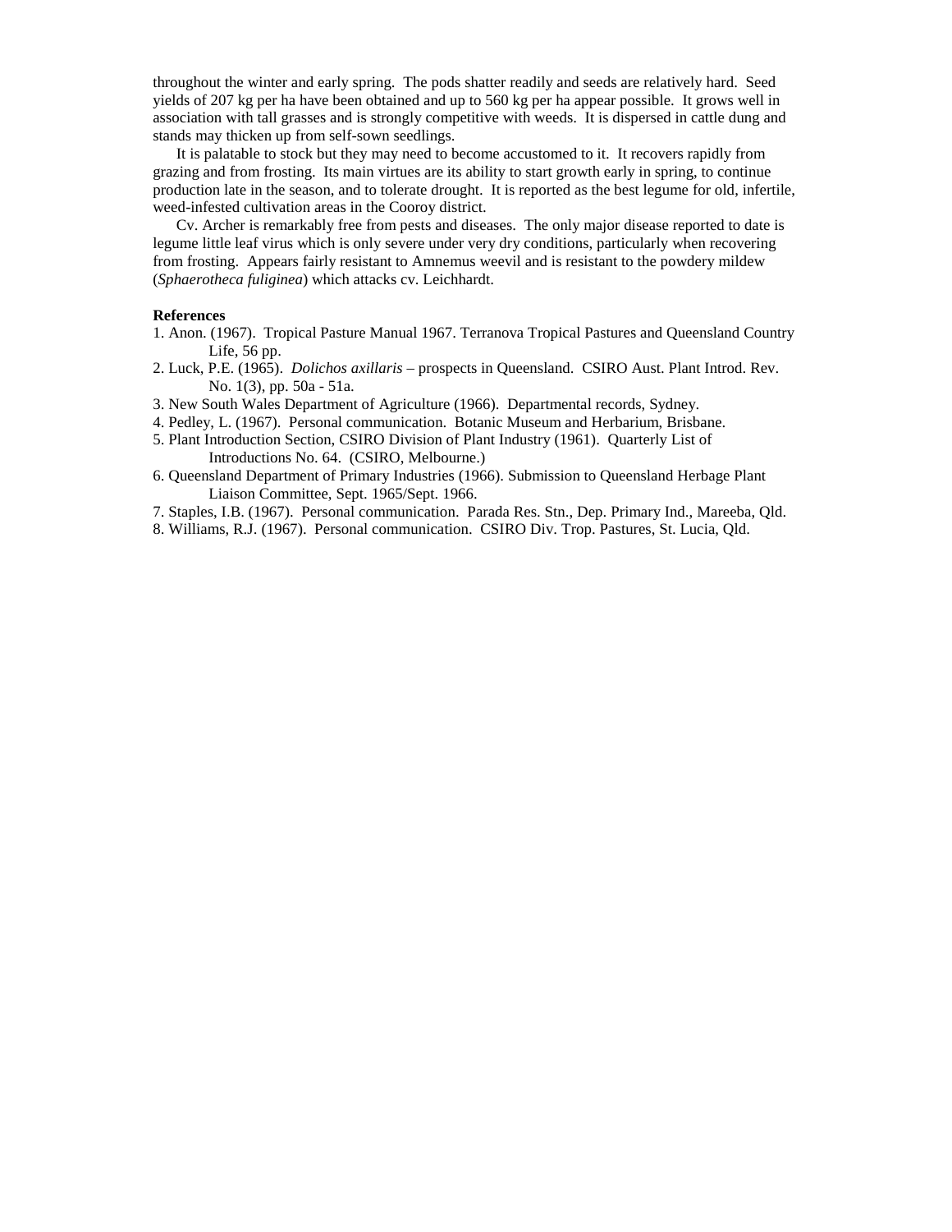throughout the winter and early spring. The pods shatter readily and seeds are relatively hard. Seed yields of 207 kg per ha have been obtained and up to 560 kg per ha appear possible. It grows well in association with tall grasses and is strongly competitive with weeds. It is dispersed in cattle dung and stands may thicken up from self-sown seedlings.

It is palatable to stock but they may need to become accustomed to it. It recovers rapidly from grazing and from frosting. Its main virtues are its ability to start growth early in spring, to continue production late in the season, and to tolerate drought. It is reported as the best legume for old, infertile, weed-infested cultivation areas in the Cooroy district.

Cv. Archer is remarkably free from pests and diseases. The only major disease reported to date is legume little leaf virus which is only severe under very dry conditions, particularly when recovering from frosting. Appears fairly resistant to Amnemus weevil and is resistant to the powdery mildew (*Sphaerotheca fuliginea*) which attacks cv. Leichhardt.

**References**

1. Anon. (1967). Tropical Pasture Manual 1967. Terranova Tropical Pastures and Queensland Country Life, 56 pp.
2. Luck, P.E. (1965). *Dolichos axillaris* – prospects in Queensland. CSIRO Aust. Plant Introd. Rev. No. 1(3), pp. 50a - 51a.
3. New South Wales Department of Agriculture (1966). Departmental records, Sydney.
4. Pedley, L. (1967). Personal communication. Botanic Museum and Herbarium, Brisbane.
5. Plant Introduction Section, CSIRO Division of Plant Industry (1961). Quarterly List of Introductions No. 64. (CSIRO, Melbourne.)
6. Queensland Department of Primary Industries (1966). Submission to Queensland Herbage Plant Liaison Committee, Sept. 1965/Sept. 1966.
7. Staples, I.B. (1967). Personal communication. Parada Res. Stn., Dep. Primary Ind., Mareeba, Qld.
8. Williams, R.J. (1967). Personal communication. CSIRO Div. Trop. Pastures, St. Lucia, Qld.